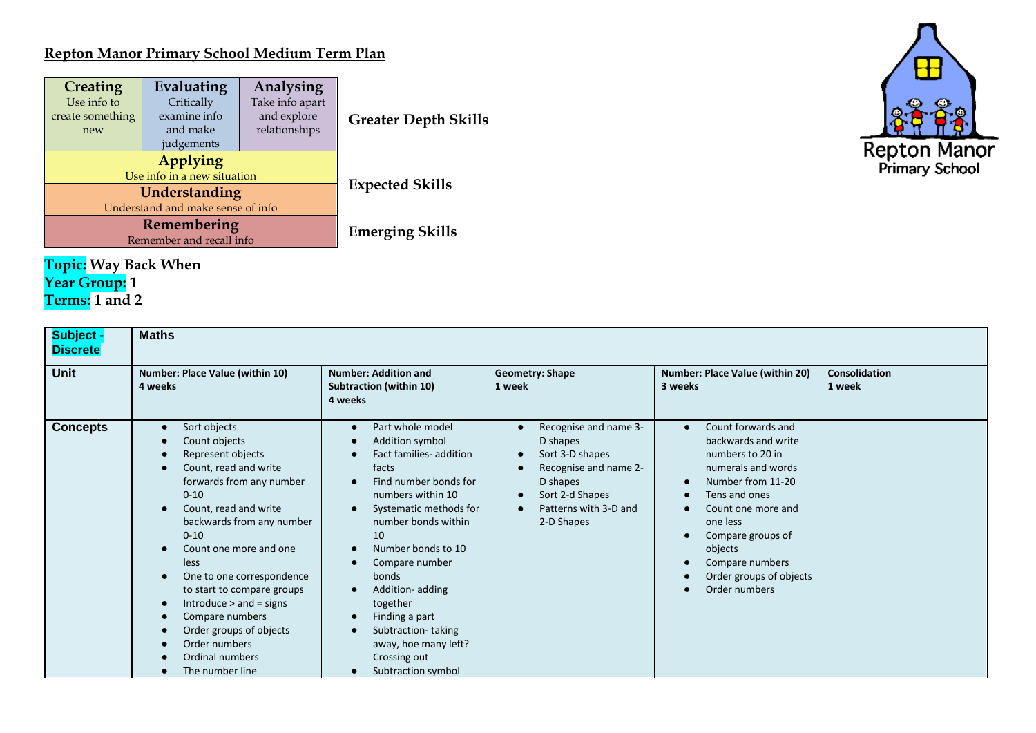## Repton Manor Primary School Medium Term Plan

| Creating<br>Use info to create something new | Evaluating<br>Critically examine info and make judgements | Analysing<br>Take info apart and explore relationships |
|---|---|---|
| Applying<br>Use info in a new situation | | |
| Understanding<br>Understand and make sense of info | | |
| Remembering<br>Remember and recall info | | |

**Greater Depth Skills**

**Expected Skills**

**Emerging Skills**

**Topic:** Way Back When
**Year Group:** 1
**Terms:** 1 and 2

| Subject - Discrete | Maths | | | | |
|---|---|---|---|---|---|
| **Unit** | **Number: Place Value (within 10)**<br>**4 weeks** | **Number: Addition and Subtraction (within 10)**<br>**4 weeks** | **Geometry: Shape**<br>**1 week** | **Number: Place Value (within 20)**<br>**3 weeks** | **Consolidation**<br>**1 week** |
| **Concepts** | • Sort objects<br>• Count objects<br>• Represent objects<br>• Count, read and write forwards from any number 0-10<br>• Count, read and write backwards from any number 0-10<br>• Count one more and one less<br>• One to one correspondence to start to compare groups<br>• Introduce > and = signs<br>• Compare numbers<br>• Order groups of objects<br>• Order numbers<br>• Ordinal numbers<br>• The number line | • Part whole model<br>• Addition symbol<br>• Fact families- addition facts<br>• Find number bonds for numbers within 10<br>• Systematic methods for number bonds within 10<br>• Number bonds to 10<br>• Compare number bonds<br>• Addition- adding together<br>• Finding a part<br>• Subtraction- taking away, hoe many left? Crossing out<br>• Subtraction symbol | • Recognise and name 3-D shapes<br>• Sort 3-D shapes<br>• Recognise and name 2-D shapes<br>• Sort 2-d Shapes<br>• Patterns with 3-D and 2-D Shapes | • Count forwards and backwards and write numbers to 20 in numerals and words<br>• Number from 11-20<br>• Tens and ones<br>• Count one more and one less<br>• Compare groups of objects<br>• Compare numbers<br>• Order groups of objects<br>• Order numbers | |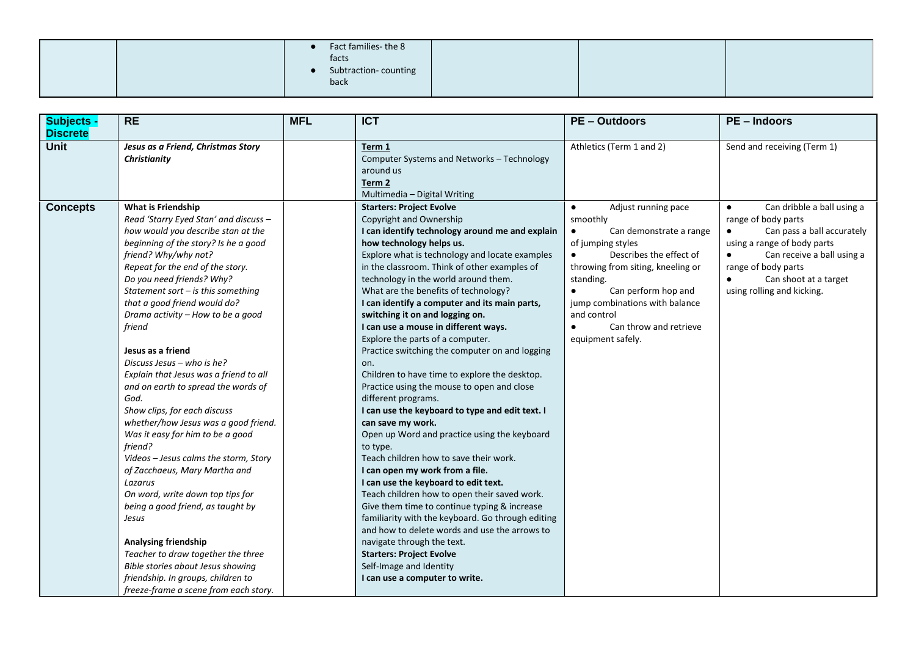| | | | | | |
|---|---|---|---|---|---|
| | | <ul><li>Fact families- the 8 facts</li><li>Subtraction- counting back</li></ul> | | | |

| Subjects - Discrete | RE | MFL | ICT | PE – Outdoors | PE – Indoors |
|---|---|---|---|---|---|
| **Unit** | ***Jesus as a Friend, Christmas Story Christianity*** | | **Term 1**<br>Computer Systems and Networks – Technology around us<br>**Term 2**<br>Multimedia – Digital Writing | Athletics (Term 1 and 2) | Send and receiving (Term 1) |
| **Concepts** | **What is Friendship**<br>*Read 'Starry Eyed Stan' and discuss – how would you describe stan at the beginning of the story? Is he a good friend? Why/why not?*<br>*Repeat for the end of the story.*<br>*Do you need friends? Why?*<br>*Statement sort – is this something that a good friend would do?*<br>*Drama activity – How to be a good friend*<br><br>**Jesus as a friend**<br>*Discuss Jesus – who is he?*<br>*Explain that Jesus was a friend to all and on earth to spread the words of God.*<br>*Show clips, for each discuss whether/how Jesus was a good friend. Was it easy for him to be a good friend?*<br>*Videos – Jesus calms the storm, Story of Zacchaeus, Mary Martha and Lazarus*<br>*On word, write down top tips for being a good friend, as taught by Jesus*<br><br>**Analysing friendship**<br>*Teacher to draw together the three Bible stories about Jesus showing friendship. In groups, children to freeze-frame a scene from each story.* | | **Starters: Project Evolve**<br>Copyright and Ownership<br>**I can identify technology around me and explain how technology helps us.**<br>Explore what is technology and locate examples in the classroom. Think of other examples of technology in the world around them.<br>What are the benefits of technology?<br>**I can identify a computer and its main parts, switching it on and logging on.**<br>**I can use a mouse in different ways.**<br>Explore the parts of a computer.<br>Practice switching the computer on and logging on.<br>Children to have time to explore the desktop.<br>Practice using the mouse to open and close different programs.<br>**I can use the keyboard to type and edit text. I can save my work.**<br>Open up Word and practice using the keyboard to type.<br>Teach children how to save their work.<br>**I can open my work from a file.**<br>**I can use the keyboard to edit text.**<br>Teach children how to open their saved work.<br>Give them time to continue typing & increase familiarity with the keyboard. Go through editing and how to delete words and use the arrows to navigate through the text.<br>**Starters: Project Evolve**<br>Self-Image and Identity<br>**I can use a computer to write.** | <ul><li>Adjust running pace smoothly</li><li>Can demonstrate a range of jumping styles</li><li>Describes the effect of throwing from siting, kneeling or standing.</li><li>Can perform hop and jump combinations with balance and control</li><li>Can throw and retrieve equipment safely.</li></ul> | <ul><li>Can dribble a ball using a range of body parts</li><li>Can pass a ball accurately using a range of body parts</li><li>Can receive a ball using a range of body parts</li><li>Can shoot at a target using rolling and kicking.</li></ul> |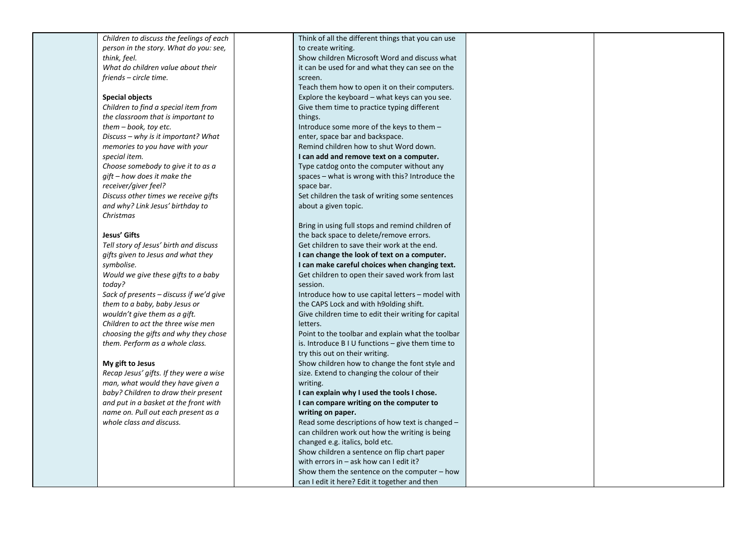| | | | | | |
|---|---|---|---|---|---|
| | *Children to discuss the feelings of each person in the story. What do you: see, think, feel.*<br>*What do children value about their friends – circle time.*<br><br>**Special objects**<br>*Children to find a special item from the classroom that is important to them – book, toy etc.*<br>*Discuss – why is it important? What memories to you have with your special item.*<br>*Choose somebody to give it to as a gift – how does it make the receiver/giver feel?*<br>*Discuss other times we receive gifts and why? Link Jesus' birthday to Christmas*<br><br>**Jesus' Gifts**<br>*Tell story of Jesus' birth and discuss gifts given to Jesus and what they symbolise.*<br>*Would we give these gifts to a baby today?*<br>*Sack of presents – discuss if we'd give them to a baby, baby Jesus or wouldn't give them as a gift.*<br>*Children to act the three wise men choosing the gifts and why they chose them. Perform as a whole class.*<br><br>**My gift to Jesus**<br>*Recap Jesus' gifts. If they were a wise man, what would they have given a baby? Children to draw their present and put in a basket at the front with name on. Pull out each present as a whole class and discuss.* | | Think of all the different things that you can use to create writing.<br>Show children Microsoft Word and discuss what it can be used for and what they can see on the screen.<br>Teach them how to open it on their computers.<br>Explore the keyboard – what keys can you see.<br>Give them time to practice typing different things.<br>Introduce some more of the keys to them – enter, space bar and backspace.<br>Remind children how to shut Word down.<br>**I can add and remove text on a computer.**<br>Type catdog onto the computer without any spaces – what is wrong with this? Introduce the space bar.<br>Set children the task of writing some sentences about a given topic.<br><br>Bring in using full stops and remind children of the back space to delete/remove errors.<br>Get children to save their work at the end.<br>**I can change the look of text on a computer.**<br>**I can make careful choices when changing text.**<br>Get children to open their saved work from last session.<br>Introduce how to use capital letters – model with the CAPS Lock and with h9olding shift.<br>Give children time to edit their writing for capital letters.<br>Point to the toolbar and explain what the toolbar is. Introduce B I U functions – give them time to try this out on their writing.<br>Show children how to change the font style and size. Extend to changing the colour of their writing.<br>**I can explain why I used the tools I chose.**<br>**I can compare writing on the computer to writing on paper.**<br>Read some descriptions of how text is changed – can children work out how the writing is being changed e.g. italics, bold etc.<br>Show children a sentence on flip chart paper with errors in – ask how can I edit it?<br>Show them the sentence on the computer – how can I edit it here? Edit it together and then | | |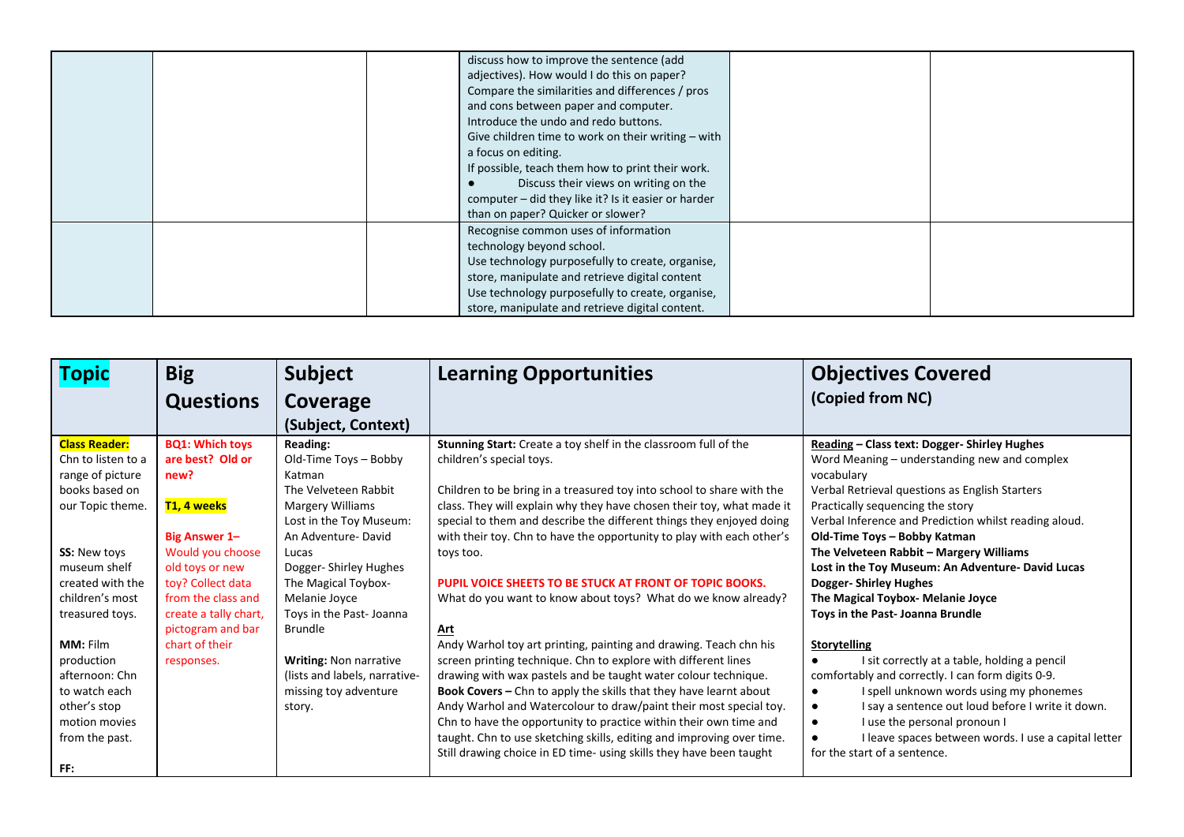| | | | | | |
|---|---|---|---|---|---|
| | | | discuss how to improve the sentence (add adjectives). How would I do this on paper?<br>Compare the similarities and differences / pros and cons between paper and computer.<br>Introduce the undo and redo buttons.<br>Give children time to work on their writing – with a focus on editing.<br>If possible, teach them how to print their work.<br>● Discuss their views on writing on the computer – did they like it? Is it easier or harder than on paper? Quicker or slower? | | |
| | | | Recognise common uses of information technology beyond school.<br>Use technology purposefully to create, organise, store, manipulate and retrieve digital content<br>Use technology purposefully to create, organise, store, manipulate and retrieve digital content. | | |

| Topic | Big Questions | Subject Coverage (Subject, Context) | Learning Opportunities | Objectives Covered (Copied from NC) |
|---|---|---|---|---|
| **Class Reader:** Chn to listen to a range of picture books based on our Topic theme.<br><br>**SS:** New toys museum shelf created with the children's most treasured toys.<br><br>**MM:** Film production afternoon: Chn to watch each other's stop motion movies from the past.<br><br>**FF:** | **BQ1: Which toys are best? Old or new?**<br><br>**T1, 4 weeks**<br><br>**Big Answer 1–** Would you choose old toys or new toy? Collect data from the class and create a tally chart, pictogram and bar chart of their responses. | **Reading:**<br>Old-Time Toys – Bobby Katman<br>The Velveteen Rabbit Margery Williams<br>Lost in the Toy Museum: An Adventure- David Lucas<br>Dogger- Shirley Hughes<br>The Magical Toybox- Melanie Joyce<br>Toys in the Past- Joanna Brundle<br><br>**Writing:** Non narrative (lists and labels, narrative- missing toy adventure story. | **Stunning Start:** Create a toy shelf in the classroom full of the children's special toys.<br><br>Children to be bring in a treasured toy into school to share with the class. They will explain why they have chosen their toy, what made it special to them and describe the different things they enjoyed doing with their toy. Chn to have the opportunity to play with each other's toys too.<br><br>**PUPIL VOICE SHEETS TO BE STUCK AT FRONT OF TOPIC BOOKS.**<br>What do you want to know about toys? What do we know already?<br><br>**Art**<br>Andy Warhol toy art printing, painting and drawing. Teach chn his screen printing technique. Chn to explore with different lines drawing with wax pastels and be taught water colour technique.<br>**Book Covers –** Chn to apply the skills that they have learnt about Andy Warhol and Watercolour to draw/paint their most special toy. Chn to have the opportunity to practice within their own time and taught. Chn to use sketching skills, editing and improving over time. Still drawing choice in ED time- using skills they have been taught | **Reading – Class text: Dogger- Shirley Hughes**<br>Word Meaning – understanding new and complex vocabulary<br>Verbal Retrieval questions as English Starters<br>Practically sequencing the story<br>Verbal Inference and Prediction whilst reading aloud.<br>**Old-Time Toys – Bobby Katman**<br>**The Velveteen Rabbit – Margery Williams**<br>**Lost in the Toy Museum: An Adventure- David Lucas**<br>**Dogger- Shirley Hughes**<br>**The Magical Toybox- Melanie Joyce**<br>**Toys in the Past- Joanna Brundle**<br><br>**Storytelling**<br>● I sit correctly at a table, holding a pencil comfortably and correctly. I can form digits 0-9.<br>● I spell unknown words using my phonemes<br>● I say a sentence out loud before I write it down.<br>● I use the personal pronoun I<br>● I leave spaces between words. I use a capital letter for the start of a sentence. |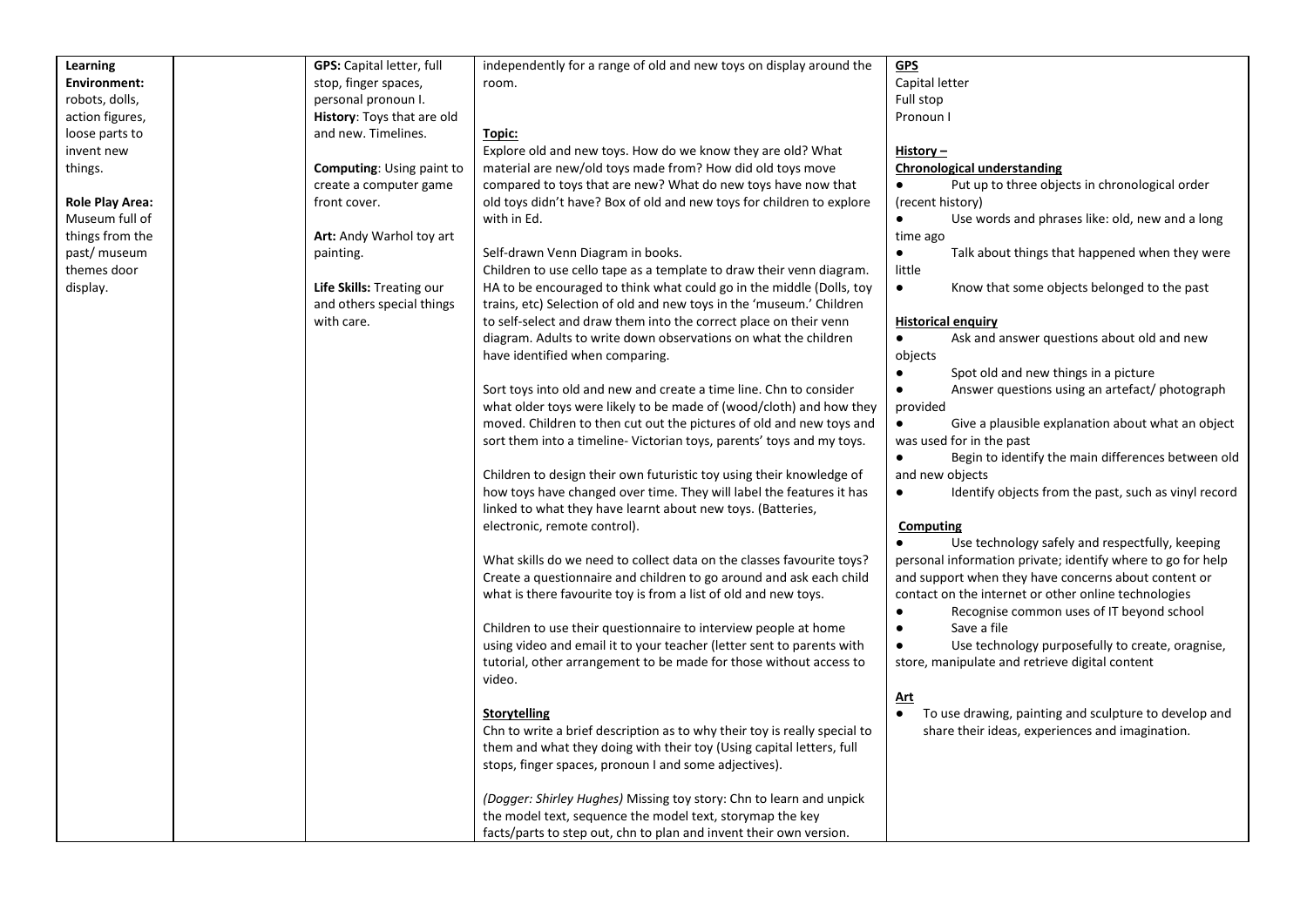| | | | | |
|---|---|---|---|---|
| **Learning Environment:** robots, dolls, action figures, loose parts to invent new things.<br><br>**Role Play Area:** Museum full of things from the past/ museum themes door display. | | **GPS:** Capital letter, full stop, finger spaces, personal pronoun I.<br>**History**: Toys that are old and new. Timelines.<br><br>**Computing**: Using paint to create a computer game front cover.<br><br>**Art:** Andy Warhol toy art painting.<br><br>**Life Skills:** Treating our and others special things with care. | independently for a range of old and new toys on display around the room.<br><br>**Topic:**<br>Explore old and new toys. How do we know they are old? What material are new/old toys made from? How did old toys move compared to toys that are new? What do new toys have now that old toys didn't have? Box of old and new toys for children to explore with in Ed.<br><br>Self-drawn Venn Diagram in books.<br>Children to use cello tape as a template to draw their venn diagram. HA to be encouraged to think what could go in the middle (Dolls, toy trains, etc) Selection of old and new toys in the 'museum.' Children to self-select and draw them into the correct place on their venn diagram. Adults to write down observations on what the children have identified when comparing.<br><br>Sort toys into old and new and create a time line. Chn to consider what older toys were likely to be made of (wood/cloth) and how they moved. Children to then cut out the pictures of old and new toys and sort them into a timeline- Victorian toys, parents' toys and my toys.<br><br>Children to design their own futuristic toy using their knowledge of how toys have changed over time. They will label the features it has linked to what they have learnt about new toys. (Batteries, electronic, remote control).<br><br>What skills do we need to collect data on the classes favourite toys? Create a questionnaire and children to go around and ask each child what is there favourite toy is from a list of old and new toys.<br><br>Children to use their questionnaire to interview people at home using video and email it to your teacher (letter sent to parents with tutorial, other arrangement to be made for those without access to video.<br><br>**Storytelling**<br>Chn to write a brief description as to why their toy is really special to them and what they doing with their toy (Using capital letters, full stops, finger spaces, pronoun I and some adjectives).<br><br>*(Dogger: Shirley Hughes)* Missing toy story: Chn to learn and unpick the model text, sequence the model text, storymap the key facts/parts to step out, chn to plan and invent their own version. | **GPS**<br>Capital letter<br>Full stop<br>Pronoun I<br><br>**History –**<br>**Chronological understanding**<br>● Put up to three objects in chronological order (recent history)<br>● Use words and phrases like: old, new and a long time ago<br>● Talk about things that happened when they were little<br>● Know that some objects belonged to the past<br><br>**Historical enquiry**<br>● Ask and answer questions about old and new objects<br>● Spot old and new things in a picture<br>● Answer questions using an artefact/ photograph provided<br>● Give a plausible explanation about what an object was used for in the past<br>● Begin to identify the main differences between old and new objects<br>● Identify objects from the past, such as vinyl record<br><br>**Computing**<br>● Use technology safely and respectfully, keeping personal information private; identify where to go for help and support when they have concerns about content or contact on the internet or other online technologies<br>● Recognise common uses of IT beyond school<br>● Save a file<br>● Use technology purposefully to create, oragnise, store, manipulate and retrieve digital content<br><br>**Art**<br>● To use drawing, painting and sculpture to develop and share their ideas, experiences and imagination. |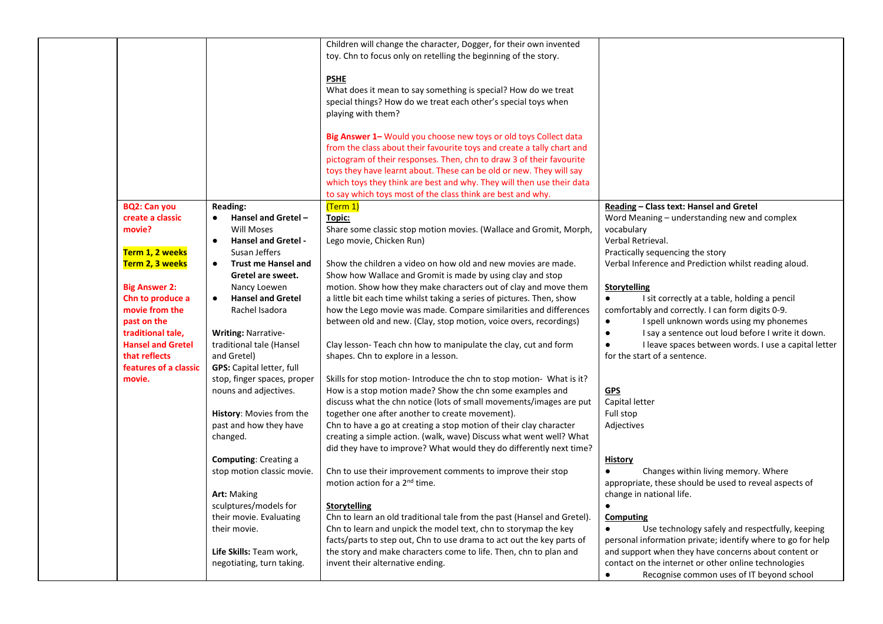| | | | | |
|---|---|---|---|---|
| | | | Children will change the character, Dogger, for their own invented toy. Chn to focus only on retelling the beginning of the story.<br><br>**PSHE**<br>What does it mean to say something is special? How do we treat special things? How do we treat each other's special toys when playing with them?<br><br>**Big Answer 1–** Would you choose new toys or old toys Collect data from the class about their favourite toys and create a tally chart and pictogram of their responses. Then, chn to draw 3 of their favourite toys they have learnt about. These can be old or new. They will say which toys they think are best and why. They will then use their data to say which toys most of the class think are best and why. | |
| | **BQ2: Can you create a classic movie?**<br><br>**Term 1, 2 weeks**<br>**Term 2, 3 weeks**<br><br>**Big Answer 2:**<br>**Chn to produce a movie from the past on the traditional tale, Hansel and Gretel that reflects features of a classic movie.** | **Reading:**<br>● **Hansel and Gretel –** Will Moses<br>● **Hansel and Gretel -** Susan Jeffers<br>● **Trust me Hansel and Gretel are sweet.** Nancy Loewen<br>● **Hansel and Gretel** Rachel Isadora<br><br>**Writing:** Narrative- traditional tale (Hansel and Gretel)<br>**GPS:** Capital letter, full stop, finger spaces, proper nouns and adjectives.<br><br>**History**: Movies from the past and how they have changed.<br><br>**Computing**: Creating a stop motion classic movie.<br><br>**Art:** Making sculptures/models for their movie. Evaluating their movie.<br><br>**Life Skills:** Team work, negotiating, turn taking. | (Term 1)<br>**Topic:**<br>Share some classic stop motion movies. (Wallace and Gromit, Morph, Lego movie, Chicken Run)<br><br>Show the children a video on how old and new movies are made. Show how Wallace and Gromit is made by using clay and stop motion. Show how they make characters out of clay and move them a little bit each time whilst taking a series of pictures. Then, show how the Lego movie was made. Compare similarities and differences between old and new. (Clay, stop motion, voice overs, recordings)<br><br>Clay lesson- Teach chn how to manipulate the clay, cut and form shapes. Chn to explore in a lesson.<br><br>Skills for stop motion- Introduce the chn to stop motion- What is it? How is a stop motion made? Show the chn some examples and discuss what the chn notice (lots of small movements/images are put together one after another to create movement).<br>Chn to have a go at creating a stop motion of their clay character creating a simple action. (walk, wave) Discuss what went well? What did they have to improve? What would they do differently next time?<br><br>Chn to use their improvement comments to improve their stop motion action for a 2nd time.<br><br>**Storytelling**<br>Chn to learn an old traditional tale from the past (Hansel and Gretel). Chn to learn and unpick the model text, chn to storymap the key facts/parts to step out, Chn to use drama to act out the key parts of the story and make characters come to life. Then, chn to plan and invent their alternative ending. | **Reading – Class text: Hansel and Gretel**<br>Word Meaning – understanding new and complex vocabulary<br>Verbal Retrieval.<br>Practically sequencing the story<br>Verbal Inference and Prediction whilst reading aloud.<br><br>**Storytelling**<br>● I sit correctly at a table, holding a pencil comfortably and correctly. I can form digits 0-9.<br>● I spell unknown words using my phonemes<br>● I say a sentence out loud before I write it down.<br>● I leave spaces between words. I use a capital letter for the start of a sentence.<br><br>**GPS**<br>Capital letter<br>Full stop<br>Adjectives<br><br>**History**<br>● Changes within living memory. Where appropriate, these should be used to reveal aspects of change in national life.<br>●<br>**Computing**<br>● Use technology safely and respectfully, keeping personal information private; identify where to go for help and support when they have concerns about content or contact on the internet or other online technologies<br>● Recognise common uses of IT beyond school |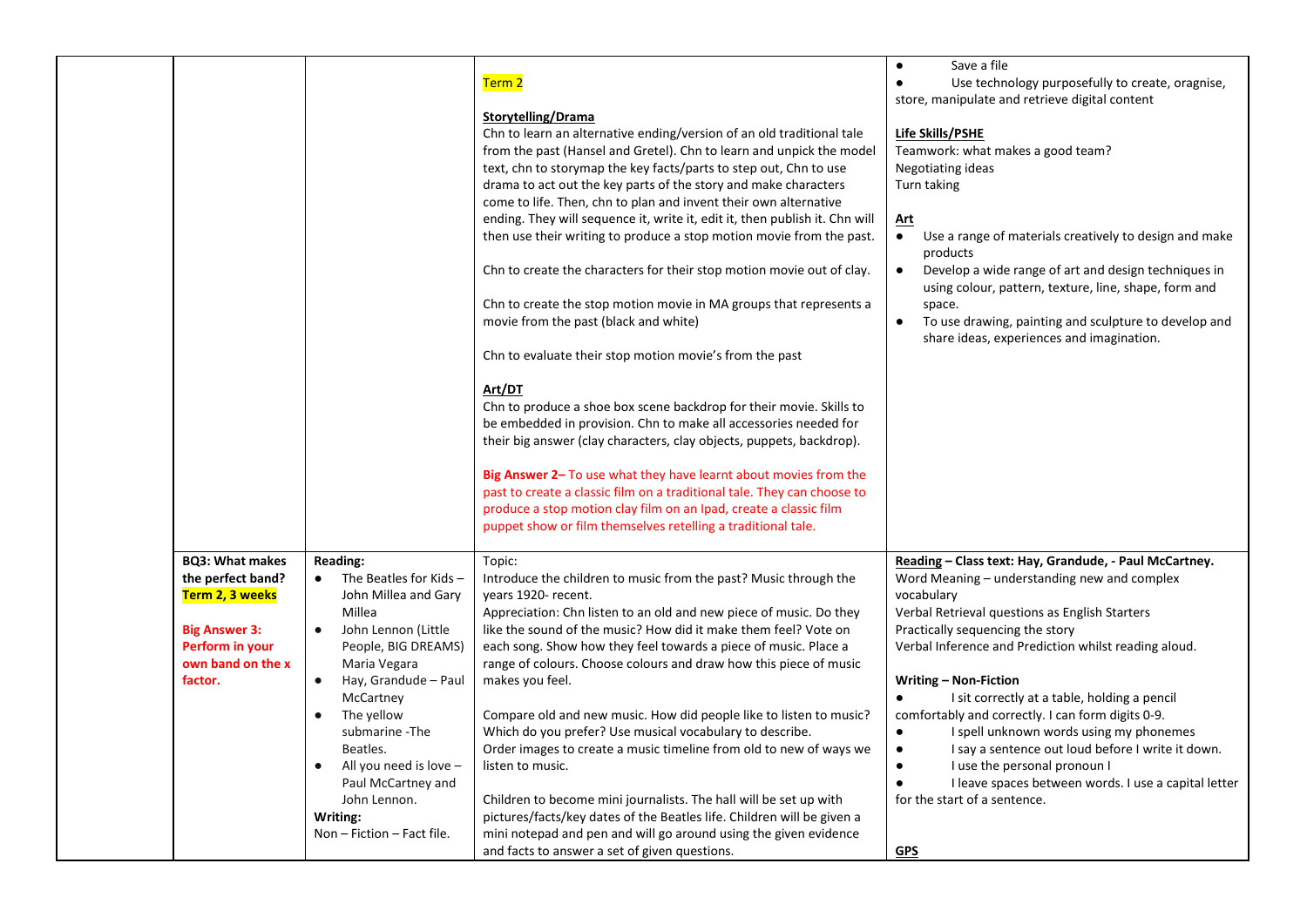| | | | | |
|---|---|---|---|---|
| | | | Term 2<br><br>**Storytelling/Drama**<br>Chn to learn an alternative ending/version of an old traditional tale from the past (Hansel and Gretel). Chn to learn and unpick the model text, chn to storymap the key facts/parts to step out, Chn to use drama to act out the key parts of the story and make characters come to life. Then, chn to plan and invent their own alternative ending. They will sequence it, write it, edit it, then publish it. Chn will then use their writing to produce a stop motion movie from the past.<br><br>Chn to create the characters for their stop motion movie out of clay.<br><br>Chn to create the stop motion movie in MA groups that represents a movie from the past (black and white)<br><br>Chn to evaluate their stop motion movie's from the past<br><br>**Art/DT**<br>Chn to produce a shoe box scene backdrop for their movie. Skills to be embedded in provision. Chn to make all accessories needed for their big answer (clay characters, clay objects, puppets, backdrop).<br><br>**Big Answer 2–** To use what they have learnt about movies from the past to create a classic film on a traditional tale. They can choose to produce a stop motion clay film on an Ipad, create a classic film puppet show or film themselves retelling a traditional tale. | ● Save a file<br>● Use technology purposefully to create, oragnise, store, manipulate and retrieve digital content<br><br>**Life Skills/PSHE**<br>Teamwork: what makes a good team?<br>Negotiating ideas<br>Turn taking<br><br>**Art**<br>● Use a range of materials creatively to design and make products<br>● Develop a wide range of art and design techniques in using colour, pattern, texture, line, shape, form and space.<br>● To use drawing, painting and sculpture to develop and share ideas, experiences and imagination. |
| | **BQ3: What makes the perfect band?**<br>**Term 2, 3 weeks**<br><br>**Big Answer 3: Perform in your own band on the x factor.** | **Reading:**<br>● The Beatles for Kids – John Millea and Gary Millea<br>● John Lennon (Little People, BIG DREAMS) Maria Vegara<br>● Hay, Grandude – Paul McCartney<br>● The yellow submarine -The Beatles.<br>● All you need is love – Paul McCartney and John Lennon.<br>**Writing:**<br>Non – Fiction – Fact file. | Topic:<br>Introduce the children to music from the past? Music through the years 1920- recent.<br>Appreciation: Chn listen to an old and new piece of music. Do they like the sound of the music? How did it make them feel? Vote on each song. Show how they feel towards a piece of music. Place a range of colours. Choose colours and draw how this piece of music makes you feel.<br><br>Compare old and new music. How did people like to listen to music? Which do you prefer? Use musical vocabulary to describe.<br>Order images to create a music timeline from old to new of ways we listen to music.<br><br>Children to become mini journalists. The hall will be set up with pictures/facts/key dates of the Beatles life. Children will be given a mini notepad and pen and will go around using the given evidence and facts to answer a set of given questions. | **Reading** – **Class text: Hay, Grandude, - Paul McCartney.**<br>Word Meaning – understanding new and complex vocabulary<br>Verbal Retrieval questions as English Starters<br>Practically sequencing the story<br>Verbal Inference and Prediction whilst reading aloud.<br><br>**Writing – Non-Fiction**<br>● I sit correctly at a table, holding a pencil comfortably and correctly. I can form digits 0-9.<br>● I spell unknown words using my phonemes<br>● I say a sentence out loud before I write it down.<br>● I use the personal pronoun I<br>● I leave spaces between words. I use a capital letter for the start of a sentence.<br><br>**GPS** |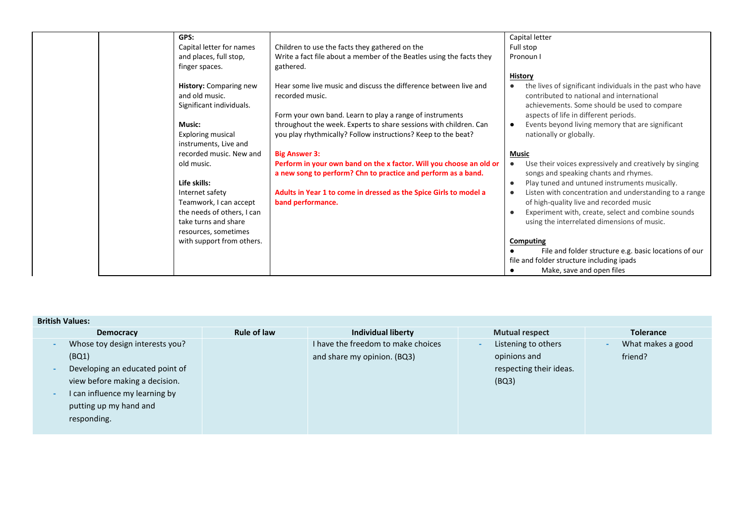| | | | | |
|---|---|---|---|---|
| | | **GPS:**<br>Capital letter for names and places, full stop, finger spaces.<br><br>**History:** Comparing new and old music.<br>Significant individuals.<br><br>**Music:**<br>Exploring musical instruments, Live and recorded music. New and old music.<br><br>**Life skills:**<br>Internet safety<br>Teamwork, I can accept the needs of others, I can take turns and share resources, sometimes with support from others. | Children to use the facts they gathered on the<br>Write a fact file about a member of the Beatles using the facts they gathered.<br><br>Hear some live music and discuss the difference between live and recorded music.<br><br>Form your own band. Learn to play a range of instruments throughout the week. Experts to share sessions with children. Can you play rhythmically? Follow instructions? Keep to the beat?<br><br>**Big Answer 3:**<br>**Perform in your own band on the x factor. Will you choose an old or a new song to perform? Chn to practice and perform as a band.**<br><br>**Adults in Year 1 to come in dressed as the Spice Girls to model a band performance.** | Capital letter<br>Full stop<br>Pronoun I<br><br>**History**<br>● the lives of significant individuals in the past who have contributed to national and international achievements. Some should be used to compare aspects of life in different periods.<br>● Events beyond living memory that are significant nationally or globally.<br><br>**Music**<br>● Use their voices expressively and creatively by singing songs and speaking chants and rhymes.<br>● Play tuned and untuned instruments musically.<br>● Listen with concentration and understanding to a range of high-quality live and recorded music<br>● Experiment with, create, select and combine sounds using the interrelated dimensions of music.<br><br>**Computing**<br>● File and folder structure e.g. basic locations of our file and folder structure including ipads<br>● Make, save and open files |

**British Values:**

| Democracy | Rule of law | Individual liberty | Mutual respect | Tolerance |
|---|---|---|---|---|
| - Whose toy design interests you? (BQ1)<br>- Developing an educated point of view before making a decision.<br>- I can influence my learning by putting up my hand and responding. | | I have the freedom to make choices and share my opinion. (BQ3) | - Listening to others opinions and respecting their ideas. (BQ3) | - What makes a good friend? |